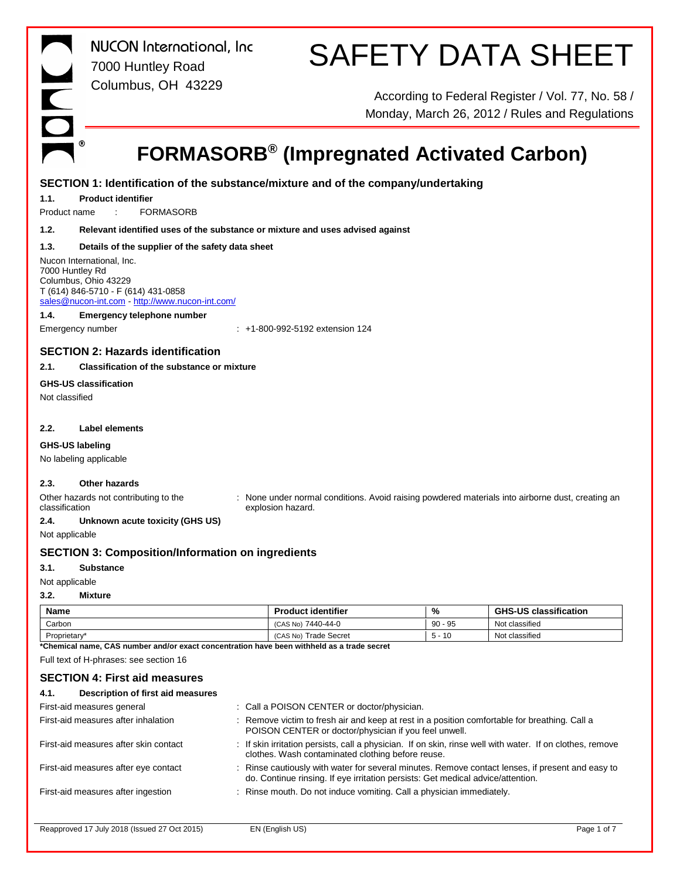NUCON International, Inc
7000 Huntley Road
Columbus, OH 43229

# SAFETY DATA SHEET

According to Federal Register / Vol. 77, No. 58 / Monday, March 26, 2012 / Rules and Regulations

# FORMASORB® (Impregnated Activated Carbon)

## SECTION 1: Identification of the substance/mixture and of the company/undertaking

### 1.1. Product identifier

Product name : FORMASORB

### 1.2. Relevant identified uses of the substance or mixture and uses advised against

### 1.3. Details of the supplier of the safety data sheet

Nucon International, Inc.
7000 Huntley Rd
Columbus, Ohio 43229
T (614) 846-5710 - F (614) 431-0858
sales@nucon-int.com - http://www.nucon-int.com/

### 1.4. Emergency telephone number

Emergency number : +1-800-992-5192 extension 124

## SECTION 2: Hazards identification

### 2.1. Classification of the substance or mixture

**GHS-US classification**

Not classified

### 2.2. Label elements

**GHS-US labeling**

No labeling applicable

### 2.3. Other hazards

Other hazards not contributing to the classification : None under normal conditions. Avoid raising powdered materials into airborne dust, creating an explosion hazard.

### 2.4. Unknown acute toxicity (GHS US)

Not applicable

## SECTION 3: Composition/Information on ingredients

### 3.1. Substance

Not applicable

### 3.2. Mixture

| Name | Product identifier | % | GHS-US classification |
|---|---|---|---|
| Carbon | (CAS No) 7440-44-0 | 90 - 95 | Not classified |
| Proprietary* | (CAS No) Trade Secret | 5 - 10 | Not classified |

**\*Chemical name, CAS number and/or exact concentration have been withheld as a trade secret**

Full text of H-phrases: see section 16

## SECTION 4: First aid measures

### 4.1. Description of first aid measures

First-aid measures general : Call a POISON CENTER or doctor/physician.

First-aid measures after inhalation : Remove victim to fresh air and keep at rest in a position comfortable for breathing. Call a POISON CENTER or doctor/physician if you feel unwell.

First-aid measures after skin contact : If skin irritation persists, call a physician. If on skin, rinse well with water. If on clothes, remove clothes. Wash contaminated clothing before reuse.

First-aid measures after eye contact : Rinse cautiously with water for several minutes. Remove contact lenses, if present and easy to do. Continue rinsing. If eye irritation persists: Get medical advice/attention.

First-aid measures after ingestion : Rinse mouth. Do not induce vomiting. Call a physician immediately.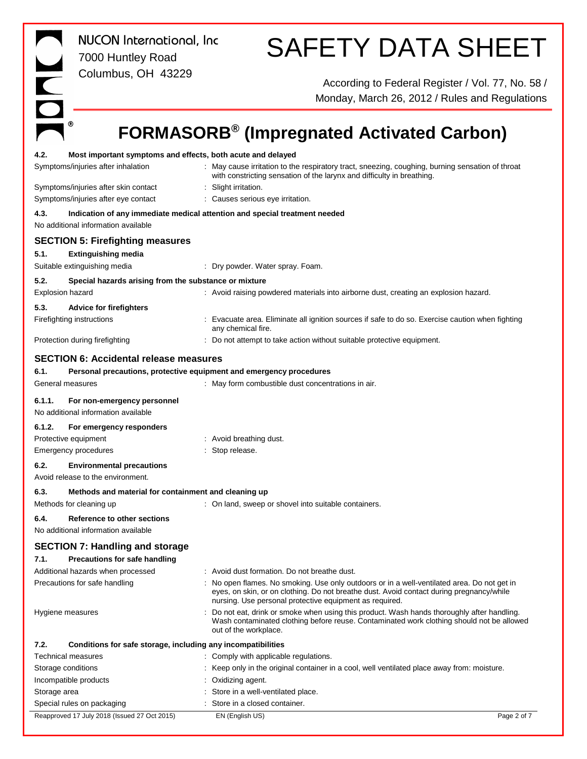#### 4.2. Most important symptoms and effects, both acute and delayed

| | |
|---|---|
| Symptoms/injuries after inhalation | : May cause irritation to the respiratory tract, sneezing, coughing, burning sensation of throat with constricting sensation of the larynx and difficulty in breathing. |
| Symptoms/injuries after skin contact | : Slight irritation. |
| Symptoms/injuries after eye contact | : Causes serious eye irritation. |

#### 4.3. Indication of any immediate medical attention and special treatment needed

No additional information available

## SECTION 5: Firefighting measures

#### 5.1. Extinguishing media

| | |
|---|---|
| Suitable extinguishing media | : Dry powder. Water spray. Foam. |

#### 5.2. Special hazards arising from the substance or mixture

| | |
|---|---|
| Explosion hazard | : Avoid raising powdered materials into airborne dust, creating an explosion hazard. |

#### 5.3. Advice for firefighters

| | |
|---|---|
| Firefighting instructions | : Evacuate area. Eliminate all ignition sources if safe to do so. Exercise caution when fighting any chemical fire. |
| Protection during firefighting | : Do not attempt to take action without suitable protective equipment. |

## SECTION 6: Accidental release measures

#### 6.1. Personal precautions, protective equipment and emergency procedures

| | |
|---|---|
| General measures | : May form combustible dust concentrations in air. |

#### 6.1.1. For non-emergency personnel

No additional information available

#### 6.1.2. For emergency responders

| | |
|---|---|
| Protective equipment | : Avoid breathing dust. |
| Emergency procedures | : Stop release. |

#### 6.2. Environmental precautions

Avoid release to the environment.

#### 6.3. Methods and material for containment and cleaning up

| | |
|---|---|
| Methods for cleaning up | : On land, sweep or shovel into suitable containers. |

#### 6.4. Reference to other sections

No additional information available

## SECTION 7: Handling and storage

#### 7.1. Precautions for safe handling

| | |
|---|---|
| Additional hazards when processed | : Avoid dust formation. Do not breathe dust. |
| Precautions for safe handling | : No open flames. No smoking. Use only outdoors or in a well-ventilated area. Do not get in eyes, on skin, or on clothing. Do not breathe dust. Avoid contact during pregnancy/while nursing. Use personal protective equipment as required. |
| Hygiene measures | : Do not eat, drink or smoke when using this product. Wash hands thoroughly after handling. Wash contaminated clothing before reuse. Contaminated work clothing should not be allowed out of the workplace. |

#### 7.2. Conditions for safe storage, including any incompatibilities

| | |
|---|---|
| Technical measures | : Comply with applicable regulations. |
| Storage conditions | : Keep only in the original container in a cool, well ventilated place away from: moisture. |
| Incompatible products | : Oxidizing agent. |
| Storage area | : Store in a well-ventilated place. |
| Special rules on packaging | : Store in a closed container. |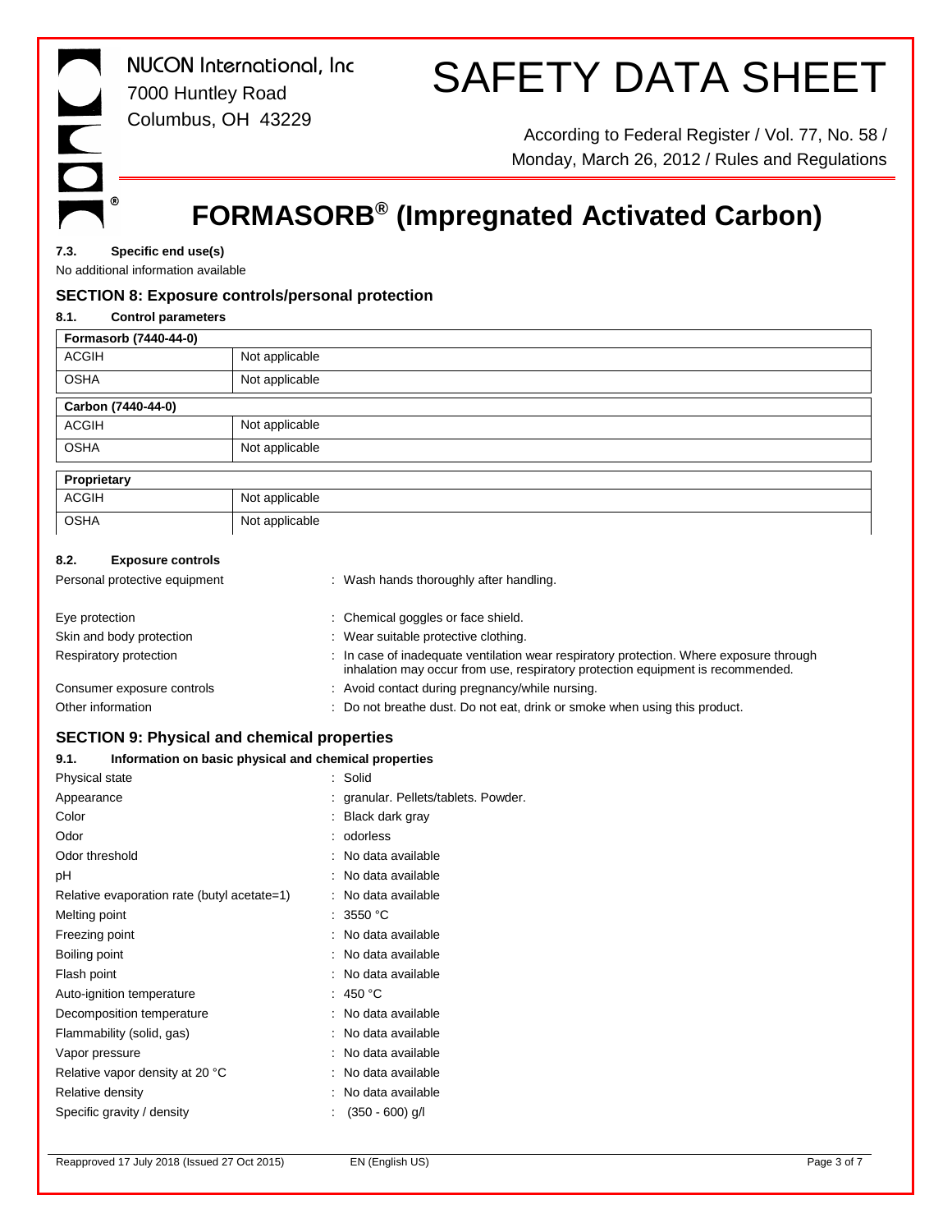### 7.3. Specific end use(s)

No additional information available

## SECTION 8: Exposure controls/personal protection

### 8.1. Control parameters

| Formasorb (7440-44-0) | |
|---|---|
| ACGIH | Not applicable |
| OSHA | Not applicable |

| Carbon (7440-44-0) | |
|---|---|
| ACGIH | Not applicable |
| OSHA | Not applicable |

| Proprietary | |
|---|---|
| ACGIH | Not applicable |
| OSHA | Not applicable |

### 8.2. Exposure controls

Personal protective equipment : Wash hands thoroughly after handling.

Eye protection : Chemical goggles or face shield.

Skin and body protection : Wear suitable protective clothing.

Respiratory protection : In case of inadequate ventilation wear respiratory protection. Where exposure through inhalation may occur from use, respiratory protection equipment is recommended.

Consumer exposure controls : Avoid contact during pregnancy/while nursing.

Other information : Do not breathe dust. Do not eat, drink or smoke when using this product.

## SECTION 9: Physical and chemical properties

### 9.1. Information on basic physical and chemical properties

Physical state : Solid

Appearance : granular. Pellets/tablets. Powder.

Color : Black dark gray

Odor : odorless

Odor threshold : No data available

pH : No data available

Relative evaporation rate (butyl acetate=1) : No data available

Melting point : 3550 °C

Freezing point : No data available

Boiling point : No data available

Flash point : No data available

Auto-ignition temperature : 450 °C

Decomposition temperature : No data available

Flammability (solid, gas) : No data available

Vapor pressure : No data available

Relative vapor density at 20 °C : No data available

Relative density : No data available

Specific gravity / density : (350 - 600) g/l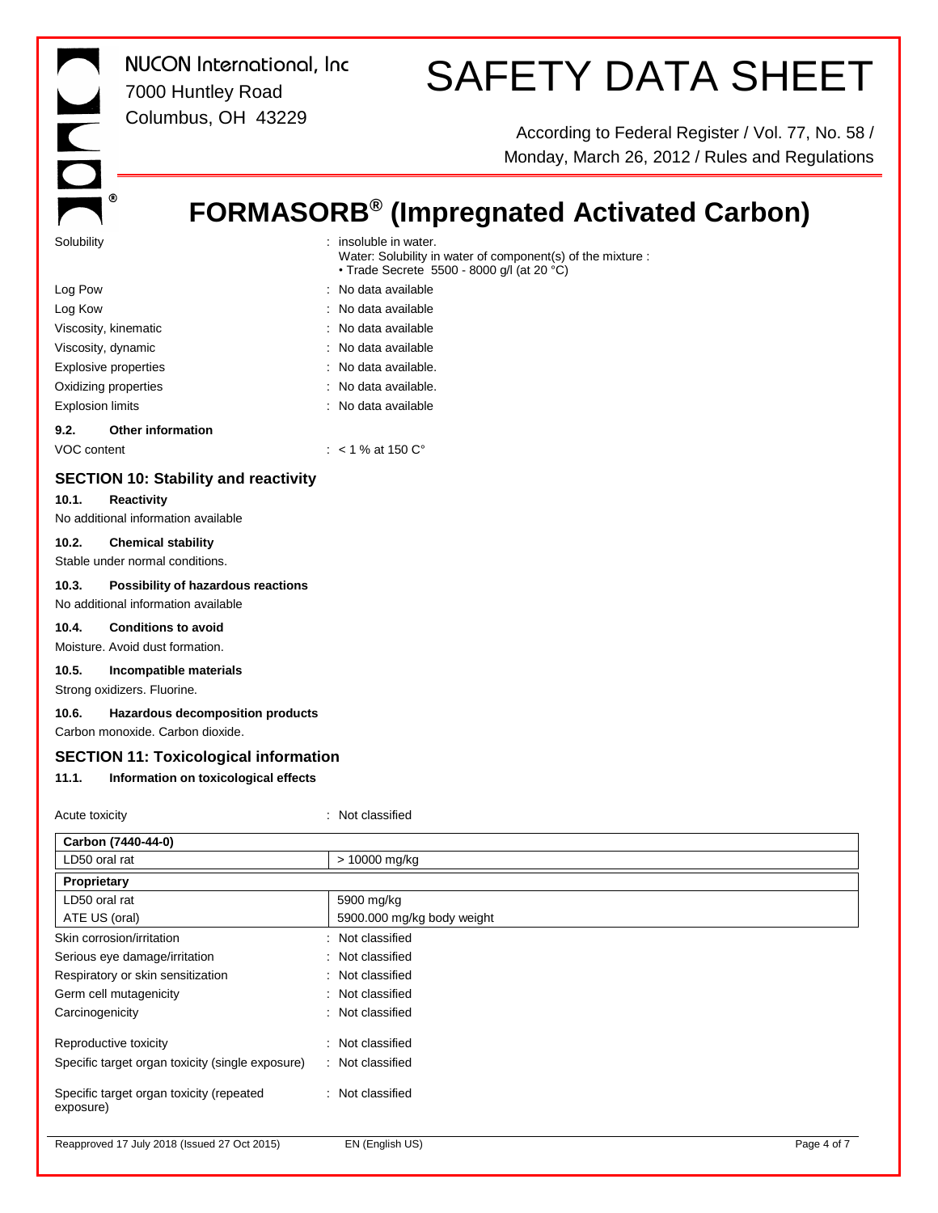| | |
|---|---|
| Solubility | : insoluble in water. Water: Solubility in water of component(s) of the mixture : • Trade Secrete 5500 - 8000 g/l (at 20 °C) |
| Log Pow | : No data available |
| Log Kow | : No data available |
| Viscosity, kinematic | : No data available |
| Viscosity, dynamic | : No data available |
| Explosive properties | : No data available. |
| Oxidizing properties | : No data available. |
| Explosion limits | : No data available |

**9.2. Other information**

| | |
|---|---|
| VOC content | : < 1 % at 150 C° |

## SECTION 10: Stability and reactivity

**10.1. Reactivity**

No additional information available

**10.2. Chemical stability**

Stable under normal conditions.

**10.3. Possibility of hazardous reactions**

No additional information available

**10.4. Conditions to avoid**

Moisture. Avoid dust formation.

**10.5. Incompatible materials**

Strong oxidizers. Fluorine.

**10.6. Hazardous decomposition products**

Carbon monoxide. Carbon dioxide.

## SECTION 11: Toxicological information

**11.1. Information on toxicological effects**

Acute toxicity : Not classified

| **Carbon (7440-44-0)** | |
|---|---|
| LD50 oral rat | > 10000 mg/kg |
| **Proprietary** | |
| LD50 oral rat | 5900 mg/kg |
| ATE US (oral) | 5900.000 mg/kg body weight |

| | |
|---|---|
| Skin corrosion/irritation | : Not classified |
| Serious eye damage/irritation | : Not classified |
| Respiratory or skin sensitization | : Not classified |
| Germ cell mutagenicity | : Not classified |
| Carcinogenicity | : Not classified |
| Reproductive toxicity | : Not classified |
| Specific target organ toxicity (single exposure) | : Not classified |
| Specific target organ toxicity (repeated exposure) | : Not classified |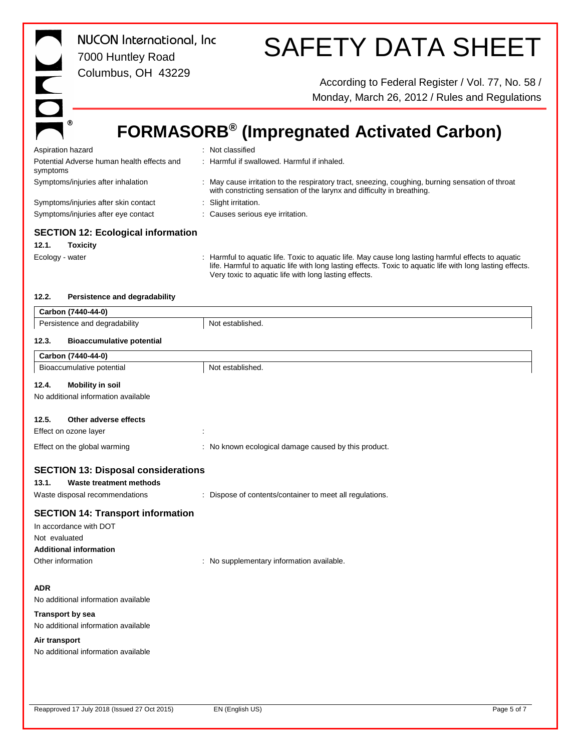Aspiration hazard : Not classified

Potential Adverse human health effects and symptoms : Harmful if swallowed. Harmful if inhaled.

Symptoms/injuries after inhalation : May cause irritation to the respiratory tract, sneezing, coughing, burning sensation of throat with constricting sensation of the larynx and difficulty in breathing.

Symptoms/injuries after skin contact : Slight irritation.

Symptoms/injuries after eye contact : Causes serious eye irritation.

## SECTION 12: Ecological information

### 12.1. Toxicity

Ecology - water : Harmful to aquatic life. Toxic to aquatic life. May cause long lasting harmful effects to aquatic life. Harmful to aquatic life with long lasting effects. Toxic to aquatic life with long lasting effects. Very toxic to aquatic life with long lasting effects.

### 12.2. Persistence and degradability

| Carbon (7440-44-0) | |
|---|---|
| Persistence and degradability | Not established. |

### 12.3. Bioaccumulative potential

| Carbon (7440-44-0) | |
|---|---|
| Bioaccumulative potential | Not established. |

### 12.4. Mobility in soil

No additional information available

### 12.5. Other adverse effects

Effect on ozone layer :

Effect on the global warming : No known ecological damage caused by this product.

## SECTION 13: Disposal considerations

### 13.1. Waste treatment methods

Waste disposal recommendations : Dispose of contents/container to meet all regulations.

## SECTION 14: Transport information

In accordance with DOT

Not evaluated

**Additional information**

Other information : No supplementary information available.

**ADR**

No additional information available

**Transport by sea**

No additional information available

**Air transport**

No additional information available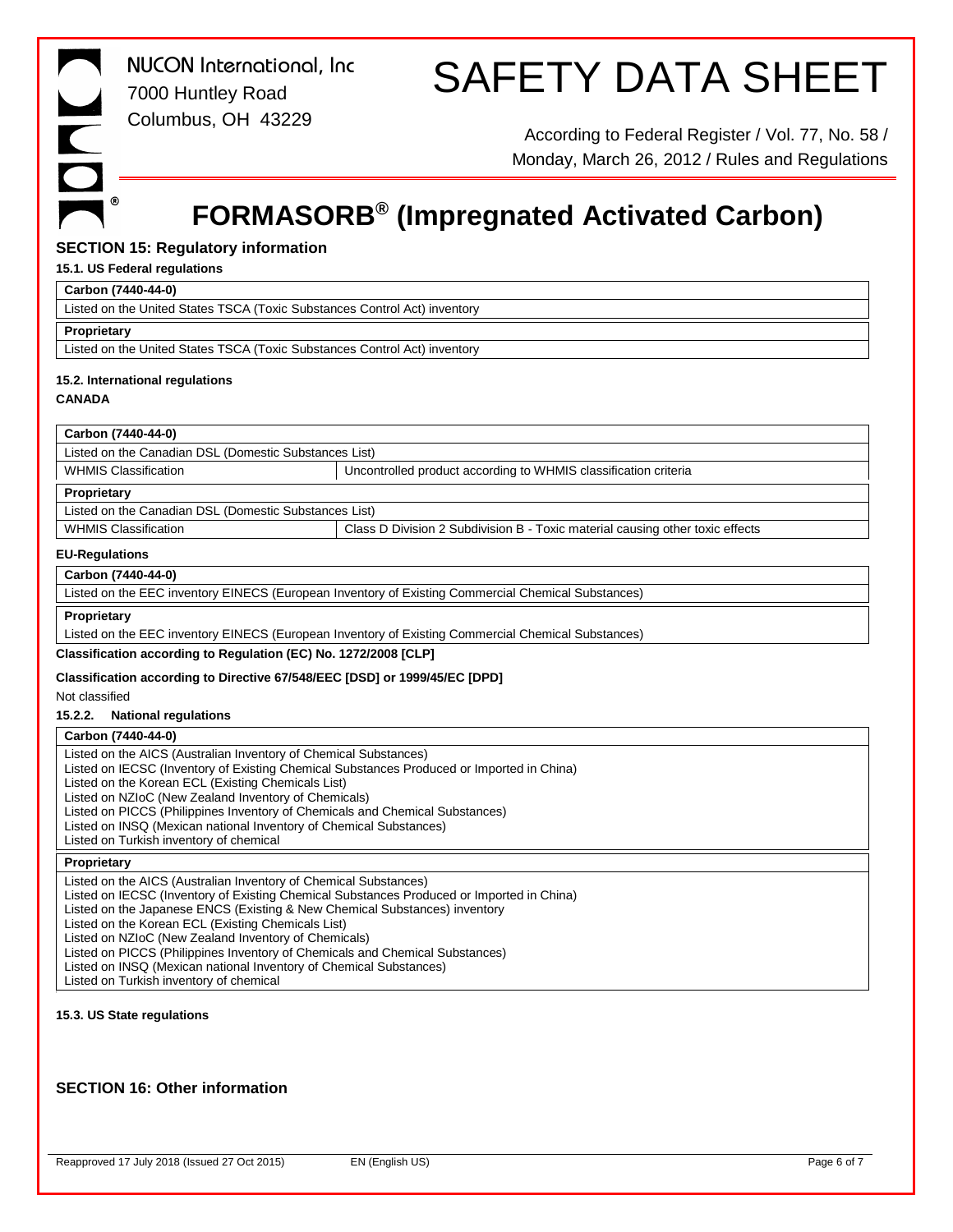# FORMASORB® (Impregnated Activated Carbon)

## SECTION 15: Regulatory information

### 15.1. US Federal regulations

| **Carbon (7440-44-0)** |
|---|
| Listed on the United States TSCA (Toxic Substances Control Act) inventory |

| **Proprietary** |
|---|
| Listed on the United States TSCA (Toxic Substances Control Act) inventory |

### 15.2. International regulations

**CANADA**

| **Carbon (7440-44-0)** | |
|---|---|
| Listed on the Canadian DSL (Domestic Substances List) | |
| WHMIS Classification | Uncontrolled product according to WHMIS classification criteria |

| **Proprietary** | |
|---|---|
| Listed on the Canadian DSL (Domestic Substances List) | |
| WHMIS Classification | Class D Division 2 Subdivision B - Toxic material causing other toxic effects |

**EU-Regulations**

| **Carbon (7440-44-0)** |
|---|
| Listed on the EEC inventory EINECS (European Inventory of Existing Commercial Chemical Substances) |

| **Proprietary** |
|---|
| Listed on the EEC inventory EINECS (European Inventory of Existing Commercial Chemical Substances) |

**Classification according to Regulation (EC) No. 1272/2008 [CLP]**

**Classification according to Directive 67/548/EEC [DSD] or 1999/45/EC [DPD]**

Not classified

#### 15.2.2. National regulations

| **Carbon (7440-44-0)** |
|---|
| Listed on the AICS (Australian Inventory of Chemical Substances)<br>Listed on IECSC (Inventory of Existing Chemical Substances Produced or Imported in China)<br>Listed on the Korean ECL (Existing Chemicals List)<br>Listed on NZIoC (New Zealand Inventory of Chemicals)<br>Listed on PICCS (Philippines Inventory of Chemicals and Chemical Substances)<br>Listed on INSQ (Mexican national Inventory of Chemical Substances)<br>Listed on Turkish inventory of chemical |

| **Proprietary** |
|---|
| Listed on the AICS (Australian Inventory of Chemical Substances)<br>Listed on IECSC (Inventory of Existing Chemical Substances Produced or Imported in China)<br>Listed on the Japanese ENCS (Existing & New Chemical Substances) inventory<br>Listed on the Korean ECL (Existing Chemicals List)<br>Listed on NZIoC (New Zealand Inventory of Chemicals)<br>Listed on PICCS (Philippines Inventory of Chemicals and Chemical Substances)<br>Listed on INSQ (Mexican national Inventory of Chemical Substances)<br>Listed on Turkish inventory of chemical |

### 15.3. US State regulations

## SECTION 16: Other information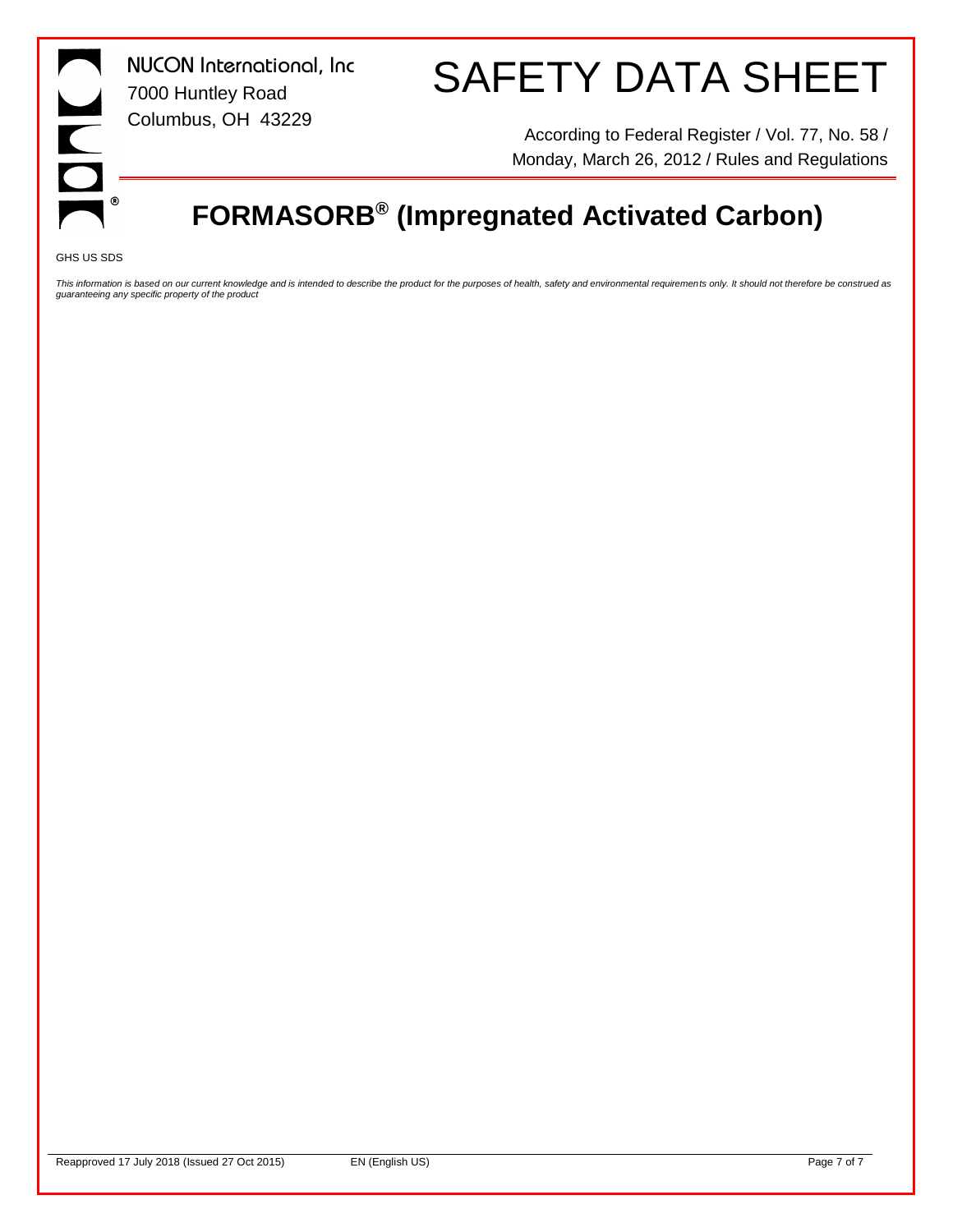This information is based on our current knowledge and is intended to describe the product for the purposes of health, safety and environmental requirements only. It should not therefore be construed as guaranteeing any specific property of the product